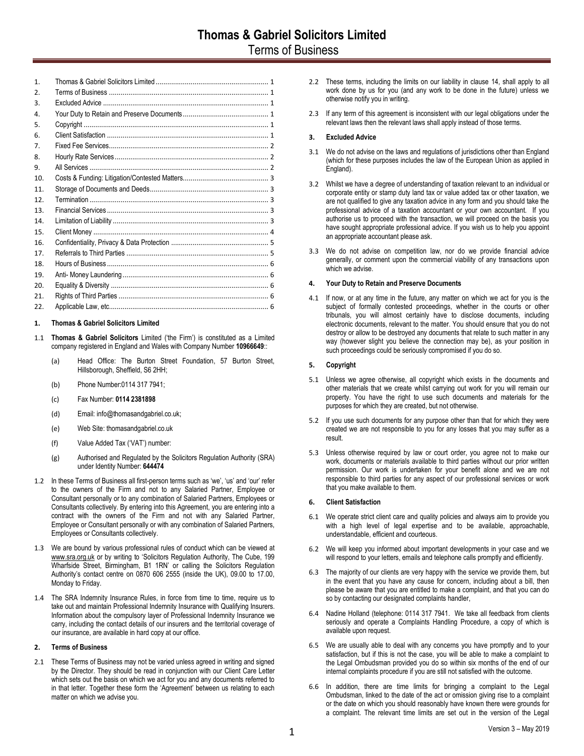# Thomas & Gabriel Solicitors Limited

## Terms of Business

1. Thomas & Gabriel Solicitors Limited .......... 1
2. Terms of Business .......... 1
3. Excluded Advice .......... 1
4. Your Duty to Retain and Preserve Documents .......... 1
5. Copyright .......... 1
6. Client Satisfaction .......... 1
7. Fixed Fee Services .......... 2
8. Hourly Rate Services .......... 2
9. All Services .......... 2
10. Costs & Funding: Litigation/Contested Matters .......... 3
11. Storage of Documents and Deeds .......... 3
12. Termination .......... 3
13. Financial Services .......... 3
14. Limitation of Liability .......... 3
15. Client Money .......... 4
16. Confidentiality, Privacy & Data Protection .......... 5
17. Referrals to Third Parties .......... 5
18. Hours of Business .......... 6
19. Anti- Money Laundering .......... 6
20. Equality & Diversity .......... 6
21. Rights of Third Parties .......... 6
22. Applicable Law, etc. .......... 6

### 1. Thomas & Gabriel Solicitors Limited

1.1 **Thomas & Gabriel Solicitors** Limited ('the Firm') is constituted as a Limited company registered in England and Wales with Company Number **10966649**::

(a) Head Office: The Burton Street Foundation, 57 Burton Street, Hillsborough, Sheffield, S6 2HH;

(b) Phone Number:0114 317 7941;

(c) Fax Number: **0114 2381898**

(d) Email: info@thomasandgabriel.co.uk;

(e) Web Site: thomasandgabriel.co.uk

(f) Value Added Tax ('VAT') number:

(g) Authorised and Regulated by the Solicitors Regulation Authority (SRA) under Identity Number: **644474**

1.2 In these Terms of Business all first-person terms such as 'we', 'us' and 'our' refer to the owners of the Firm and not to any Salaried Partner, Employee or Consultant personally or to any combination of Salaried Partners, Employees or Consultants collectively. By entering into this Agreement, you are entering into a contract with the owners of the Firm and not with any Salaried Partner, Employee or Consultant personally or with any combination of Salaried Partners, Employees or Consultants collectively.

1.3 We are bound by various professional rules of conduct which can be viewed at www.sra.org.uk or by writing to 'Solicitors Regulation Authority, The Cube, 199 Wharfside Street, Birmingham, B1 1RN' or calling the Solicitors Regulation Authority's contact centre on 0870 606 2555 (inside the UK), 09.00 to 17.00, Monday to Friday.

1.4 The SRA Indemnity Insurance Rules, in force from time to time, require us to take out and maintain Professional Indemnity Insurance with Qualifying Insurers. Information about the compulsory layer of Professional Indemnity Insurance we carry, including the contact details of our insurers and the territorial coverage of our insurance, are available in hard copy at our office.

### 2. Terms of Business

2.1 These Terms of Business may not be varied unless agreed in writing and signed by the Director. They should be read in conjunction with our Client Care Letter which sets out the basis on which we act for you and any documents referred to in that letter. Together these form the 'Agreement' between us relating to each matter on which we advise you.

2.2 These terms, including the limits on our liability in clause 14, shall apply to all work done by us for you (and any work to be done in the future) unless we otherwise notify you in writing.

2.3 If any term of this agreement is inconsistent with our legal obligations under the relevant laws then the relevant laws shall apply instead of those terms.

### 3. Excluded Advice

3.1 We do not advise on the laws and regulations of jurisdictions other than England (which for these purposes includes the law of the European Union as applied in England).

3.2 Whilst we have a degree of understanding of taxation relevant to an individual or corporate entity or stamp duty land tax or value added tax or other taxation, we are not qualified to give any taxation advice in any form and you should take the professional advice of a taxation accountant or your own accountant. If you authorise us to proceed with the transaction, we will proceed on the basis you have sought appropriate professional advice. If you wish us to help you appoint an appropriate accountant please ask.

3.3 We do not advise on competition law, nor do we provide financial advice generally, or comment upon the commercial viability of any transactions upon which we advise.

### 4. Your Duty to Retain and Preserve Documents

4.1 If now, or at any time in the future, any matter on which we act for you is the subject of formally contested proceedings, whether in the courts or other tribunals, you will almost certainly have to disclose documents, including electronic documents, relevant to the matter. You should ensure that you do not destroy or allow to be destroyed any documents that relate to such matter in any way (however slight you believe the connection may be), as your position in such proceedings could be seriously compromised if you do so.

### 5. Copyright

5.1 Unless we agree otherwise, all copyright which exists in the documents and other materials that we create whilst carrying out work for you will remain our property. You have the right to use such documents and materials for the purposes for which they are created, but not otherwise.

5.2 If you use such documents for any purpose other than that for which they were created we are not responsible to you for any losses that you may suffer as a result.

5.3 Unless otherwise required by law or court order, you agree not to make our work, documents or materials available to third parties without our prior written permission. Our work is undertaken for your benefit alone and we are not responsible to third parties for any aspect of our professional services or work that you make available to them.

### 6. Client Satisfaction

6.1 We operate strict client care and quality policies and always aim to provide you with a high level of legal expertise and to be available, approachable, understandable, efficient and courteous.

6.2 We will keep you informed about important developments in your case and we will respond to your letters, emails and telephone calls promptly and efficiently.

6.3 The majority of our clients are very happy with the service we provide them, but in the event that you have any cause for concern, including about a bill, then please be aware that you are entitled to make a complaint, and that you can do so by contacting our designated complaints handler,

6.4 Nadine Holland (telephone: 0114 317 7941. We take all feedback from clients seriously and operate a Complaints Handling Procedure, a copy of which is available upon request.

6.5 We are usually able to deal with any concerns you have promptly and to your satisfaction, but if this is not the case, you will be able to make a complaint to the Legal Ombudsman provided you do so within six months of the end of our internal complaints procedure if you are still not satisfied with the outcome.

6.6 In addition, there are time limits for bringing a complaint to the Legal Ombudsman, linked to the date of the act or omission giving rise to a complaint or the date on which you should reasonably have known there were grounds for a complaint. The relevant time limits are set out in the version of the Legal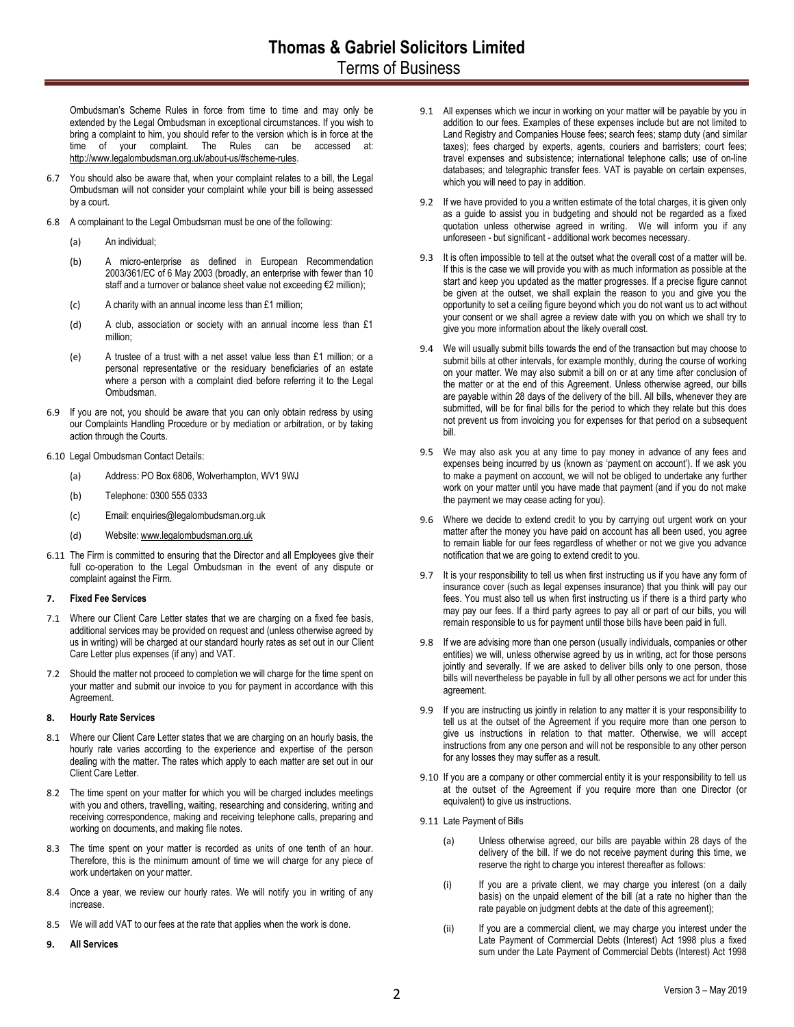Ombudsman's Scheme Rules in force from time to time and may only be extended by the Legal Ombudsman in exceptional circumstances. If you wish to bring a complaint to him, you should refer to the version which is in force at the time of your complaint. The Rules can be accessed at: http://www.legalombudsman.org.uk/about-us/#scheme-rules.

6.7 You should also be aware that, when your complaint relates to a bill, the Legal Ombudsman will not consider your complaint while your bill is being assessed by a court.

6.8 A complainant to the Legal Ombudsman must be one of the following:

(a) An individual;

(b) A micro-enterprise as defined in European Recommendation 2003/361/EC of 6 May 2003 (broadly, an enterprise with fewer than 10 staff and a turnover or balance sheet value not exceeding €2 million);

(c) A charity with an annual income less than £1 million;

(d) A club, association or society with an annual income less than £1 million;

(e) A trustee of a trust with a net asset value less than £1 million; or a personal representative or the residuary beneficiaries of an estate where a person with a complaint died before referring it to the Legal Ombudsman.

6.9 If you are not, you should be aware that you can only obtain redress by using our Complaints Handling Procedure or by mediation or arbitration, or by taking action through the Courts.

6.10 Legal Ombudsman Contact Details:

(a) Address: PO Box 6806, Wolverhampton, WV1 9WJ

(b) Telephone: 0300 555 0333

(c) Email: enquiries@legalombudsman.org.uk

(d) Website: www.legalombudsman.org.uk

6.11 The Firm is committed to ensuring that the Director and all Employees give their full co-operation to the Legal Ombudsman in the event of any dispute or complaint against the Firm.

**7. Fixed Fee Services**

7.1 Where our Client Care Letter states that we are charging on a fixed fee basis, additional services may be provided on request and (unless otherwise agreed by us in writing) will be charged at our standard hourly rates as set out in our Client Care Letter plus expenses (if any) and VAT.

7.2 Should the matter not proceed to completion we will charge for the time spent on your matter and submit our invoice to you for payment in accordance with this Agreement.

**8. Hourly Rate Services**

8.1 Where our Client Care Letter states that we are charging on an hourly basis, the hourly rate varies according to the experience and expertise of the person dealing with the matter. The rates which apply to each matter are set out in our Client Care Letter.

8.2 The time spent on your matter for which you will be charged includes meetings with you and others, travelling, waiting, researching and considering, writing and receiving correspondence, making and receiving telephone calls, preparing and working on documents, and making file notes.

8.3 The time spent on your matter is recorded as units of one tenth of an hour. Therefore, this is the minimum amount of time we will charge for any piece of work undertaken on your matter.

8.4 Once a year, we review our hourly rates. We will notify you in writing of any increase.

8.5 We will add VAT to our fees at the rate that applies when the work is done.

**9. All Services**

9.1 All expenses which we incur in working on your matter will be payable by you in addition to our fees. Examples of these expenses include but are not limited to Land Registry and Companies House fees; search fees; stamp duty (and similar taxes); fees charged by experts, agents, couriers and barristers; court fees; travel expenses and subsistence; international telephone calls; use of on-line databases; and telegraphic transfer fees. VAT is payable on certain expenses, which you will need to pay in addition.

9.2 If we have provided to you a written estimate of the total charges, it is given only as a guide to assist you in budgeting and should not be regarded as a fixed quotation unless otherwise agreed in writing. We will inform you if any unforeseen - but significant - additional work becomes necessary.

9.3 It is often impossible to tell at the outset what the overall cost of a matter will be. If this is the case we will provide you with as much information as possible at the start and keep you updated as the matter progresses. If a precise figure cannot be given at the outset, we shall explain the reason to you and give you the opportunity to set a ceiling figure beyond which you do not want us to act without your consent or we shall agree a review date with you on which we shall try to give you more information about the likely overall cost.

9.4 We will usually submit bills towards the end of the transaction but may choose to submit bills at other intervals, for example monthly, during the course of working on your matter. We may also submit a bill on or at any time after conclusion of the matter or at the end of this Agreement. Unless otherwise agreed, our bills are payable within 28 days of the delivery of the bill. All bills, whenever they are submitted, will be for final bills for the period to which they relate but this does not prevent us from invoicing you for expenses for that period on a subsequent bill.

9.5 We may also ask you at any time to pay money in advance of any fees and expenses being incurred by us (known as 'payment on account'). If we ask you to make a payment on account, we will not be obliged to undertake any further work on your matter until you have made that payment (and if you do not make the payment we may cease acting for you).

9.6 Where we decide to extend credit to you by carrying out urgent work on your matter after the money you have paid on account has all been used, you agree to remain liable for our fees regardless of whether or not we give you advance notification that we are going to extend credit to you.

9.7 It is your responsibility to tell us when first instructing us if you have any form of insurance cover (such as legal expenses insurance) that you think will pay our fees. You must also tell us when first instructing us if there is a third party who may pay our fees. If a third party agrees to pay all or part of our bills, you will remain responsible to us for payment until those bills have been paid in full.

9.8 If we are advising more than one person (usually individuals, companies or other entities) we will, unless otherwise agreed by us in writing, act for those persons jointly and severally. If we are asked to deliver bills only to one person, those bills will nevertheless be payable in full by all other persons we act for under this agreement.

9.9 If you are instructing us jointly in relation to any matter it is your responsibility to tell us at the outset of the Agreement if you require more than one person to give us instructions in relation to that matter. Otherwise, we will accept instructions from any one person and will not be responsible to any other person for any losses they may suffer as a result.

9.10 If you are a company or other commercial entity it is your responsibility to tell us at the outset of the Agreement if you require more than one Director (or equivalent) to give us instructions.

9.11 Late Payment of Bills

(a) Unless otherwise agreed, our bills are payable within 28 days of the delivery of the bill. If we do not receive payment during this time, we reserve the right to charge you interest thereafter as follows:

(i) If you are a private client, we may charge you interest (on a daily basis) on the unpaid element of the bill (at a rate no higher than the rate payable on judgment debts at the date of this agreement);

(ii) If you are a commercial client, we may charge you interest under the Late Payment of Commercial Debts (Interest) Act 1998 plus a fixed sum under the Late Payment of Commercial Debts (Interest) Act 1998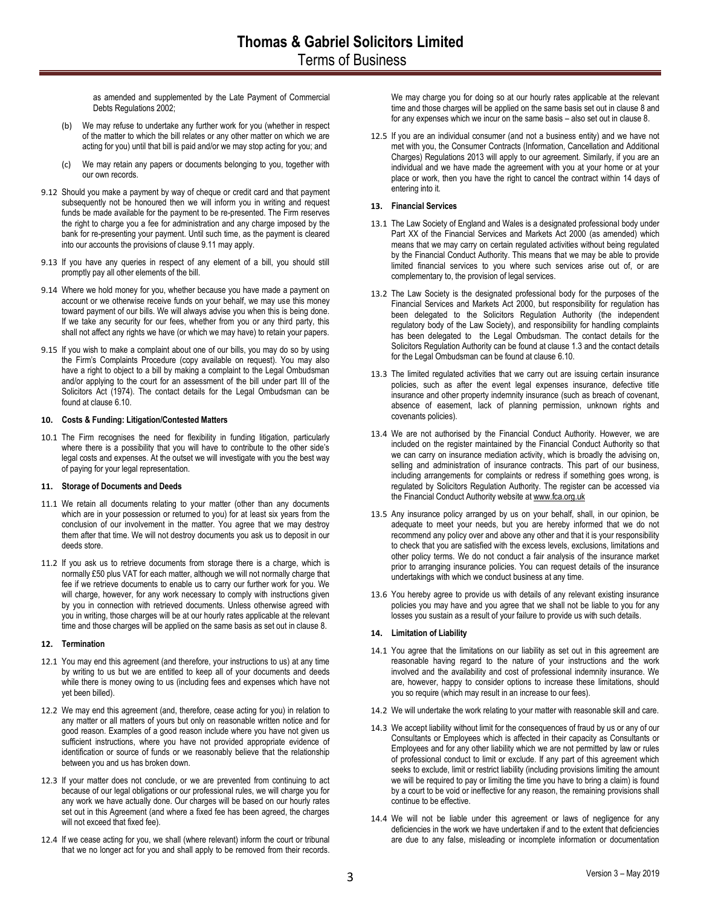as amended and supplemented by the Late Payment of Commercial Debts Regulations 2002;

(b) We may refuse to undertake any further work for you (whether in respect of the matter to which the bill relates or any other matter on which we are acting for you) until that bill is paid and/or we may stop acting for you; and

(c) We may retain any papers or documents belonging to you, together with our own records.

9.12 Should you make a payment by way of cheque or credit card and that payment subsequently not be honoured then we will inform you in writing and request funds be made available for the payment to be re-presented. The Firm reserves the right to charge you a fee for administration and any charge imposed by the bank for re-presenting your payment. Until such time, as the payment is cleared into our accounts the provisions of clause 9.11 may apply.

9.13 If you have any queries in respect of any element of a bill, you should still promptly pay all other elements of the bill.

9.14 Where we hold money for you, whether because you have made a payment on account or we otherwise receive funds on your behalf, we may use this money toward payment of our bills. We will always advise you when this is being done. If we take any security for our fees, whether from you or any third party, this shall not affect any rights we have (or which we may have) to retain your papers.

9.15 If you wish to make a complaint about one of our bills, you may do so by using the Firm's Complaints Procedure (copy available on request). You may also have a right to object to a bill by making a complaint to the Legal Ombudsman and/or applying to the court for an assessment of the bill under part III of the Solicitors Act (1974). The contact details for the Legal Ombudsman can be found at clause 6.10.

**10. Costs & Funding: Litigation/Contested Matters**

10.1 The Firm recognises the need for flexibility in funding litigation, particularly where there is a possibility that you will have to contribute to the other side's legal costs and expenses. At the outset we will investigate with you the best way of paying for your legal representation.

**11. Storage of Documents and Deeds**

11.1 We retain all documents relating to your matter (other than any documents which are in your possession or returned to you) for at least six years from the conclusion of our involvement in the matter. You agree that we may destroy them after that time. We will not destroy documents you ask us to deposit in our deeds store.

11.2 If you ask us to retrieve documents from storage there is a charge, which is normally £50 plus VAT for each matter, although we will not normally charge that fee if we retrieve documents to enable us to carry our further work for you. We will charge, however, for any work necessary to comply with instructions given by you in connection with retrieved documents. Unless otherwise agreed with you in writing, those charges will be at our hourly rates applicable at the relevant time and those charges will be applied on the same basis as set out in clause 8.

**12. Termination**

12.1 You may end this agreement (and therefore, your instructions to us) at any time by writing to us but we are entitled to keep all of your documents and deeds while there is money owing to us (including fees and expenses which have not yet been billed).

12.2 We may end this agreement (and, therefore, cease acting for you) in relation to any matter or all matters of yours but only on reasonable written notice and for good reason. Examples of a good reason include where you have not given us sufficient instructions, where you have not provided appropriate evidence of identification or source of funds or we reasonably believe that the relationship between you and us has broken down.

12.3 If your matter does not conclude, or we are prevented from continuing to act because of our legal obligations or our professional rules, we will charge you for any work we have actually done. Our charges will be based on our hourly rates set out in this Agreement (and where a fixed fee has been agreed, the charges will not exceed that fixed fee).

12.4 If we cease acting for you, we shall (where relevant) inform the court or tribunal that we no longer act for you and shall apply to be removed from their records. We may charge you for doing so at our hourly rates applicable at the relevant time and those charges will be applied on the same basis set out in clause 8 and for any expenses which we incur on the same basis – also set out in clause 8.

12.5 If you are an individual consumer (and not a business entity) and we have not met with you, the Consumer Contracts (Information, Cancellation and Additional Charges) Regulations 2013 will apply to our agreement. Similarly, if you are an individual and we have made the agreement with you at your home or at your place or work, then you have the right to cancel the contract within 14 days of entering into it.

**13. Financial Services**

13.1 The Law Society of England and Wales is a designated professional body under Part XX of the Financial Services and Markets Act 2000 (as amended) which means that we may carry on certain regulated activities without being regulated by the Financial Conduct Authority. This means that we may be able to provide limited financial services to you where such services arise out of, or are complementary to, the provision of legal services.

13.2 The Law Society is the designated professional body for the purposes of the Financial Services and Markets Act 2000, but responsibility for regulation has been delegated to the Solicitors Regulation Authority (the independent regulatory body of the Law Society), and responsibility for handling complaints has been delegated to the Legal Ombudsman. The contact details for the Solicitors Regulation Authority can be found at clause 1.3 and the contact details for the Legal Ombudsman can be found at clause 6.10.

13.3 The limited regulated activities that we carry out are issuing certain insurance policies, such as after the event legal expenses insurance, defective title insurance and other property indemnity insurance (such as breach of covenant, absence of easement, lack of planning permission, unknown rights and covenants policies).

13.4 We are not authorised by the Financial Conduct Authority. However, we are included on the register maintained by the Financial Conduct Authority so that we can carry on insurance mediation activity, which is broadly the advising on, selling and administration of insurance contracts. This part of our business, including arrangements for complaints or redress if something goes wrong, is regulated by Solicitors Regulation Authority. The register can be accessed via the Financial Conduct Authority website at www.fca.org.uk

13.5 Any insurance policy arranged by us on your behalf, shall, in our opinion, be adequate to meet your needs, but you are hereby informed that we do not recommend any policy over and above any other and that it is your responsibility to check that you are satisfied with the excess levels, exclusions, limitations and other policy terms. We do not conduct a fair analysis of the insurance market prior to arranging insurance policies. You can request details of the insurance undertakings with which we conduct business at any time.

13.6 You hereby agree to provide us with details of any relevant existing insurance policies you may have and you agree that we shall not be liable to you for any losses you sustain as a result of your failure to provide us with such details.

**14. Limitation of Liability**

14.1 You agree that the limitations on our liability as set out in this agreement are reasonable having regard to the nature of your instructions and the work involved and the availability and cost of professional indemnity insurance. We are, however, happy to consider options to increase these limitations, should you so require (which may result in an increase to our fees).

14.2 We will undertake the work relating to your matter with reasonable skill and care.

14.3 We accept liability without limit for the consequences of fraud by us or any of our Consultants or Employees which is affected in their capacity as Consultants or Employees and for any other liability which we are not permitted by law or rules of professional conduct to limit or exclude. If any part of this agreement which seeks to exclude, limit or restrict liability (including provisions limiting the amount we will be required to pay or limiting the time you have to bring a claim) is found by a court to be void or ineffective for any reason, the remaining provisions shall continue to be effective.

14.4 We will not be liable under this agreement or laws of negligence for any deficiencies in the work we have undertaken if and to the extent that deficiencies are due to any false, misleading or incomplete information or documentation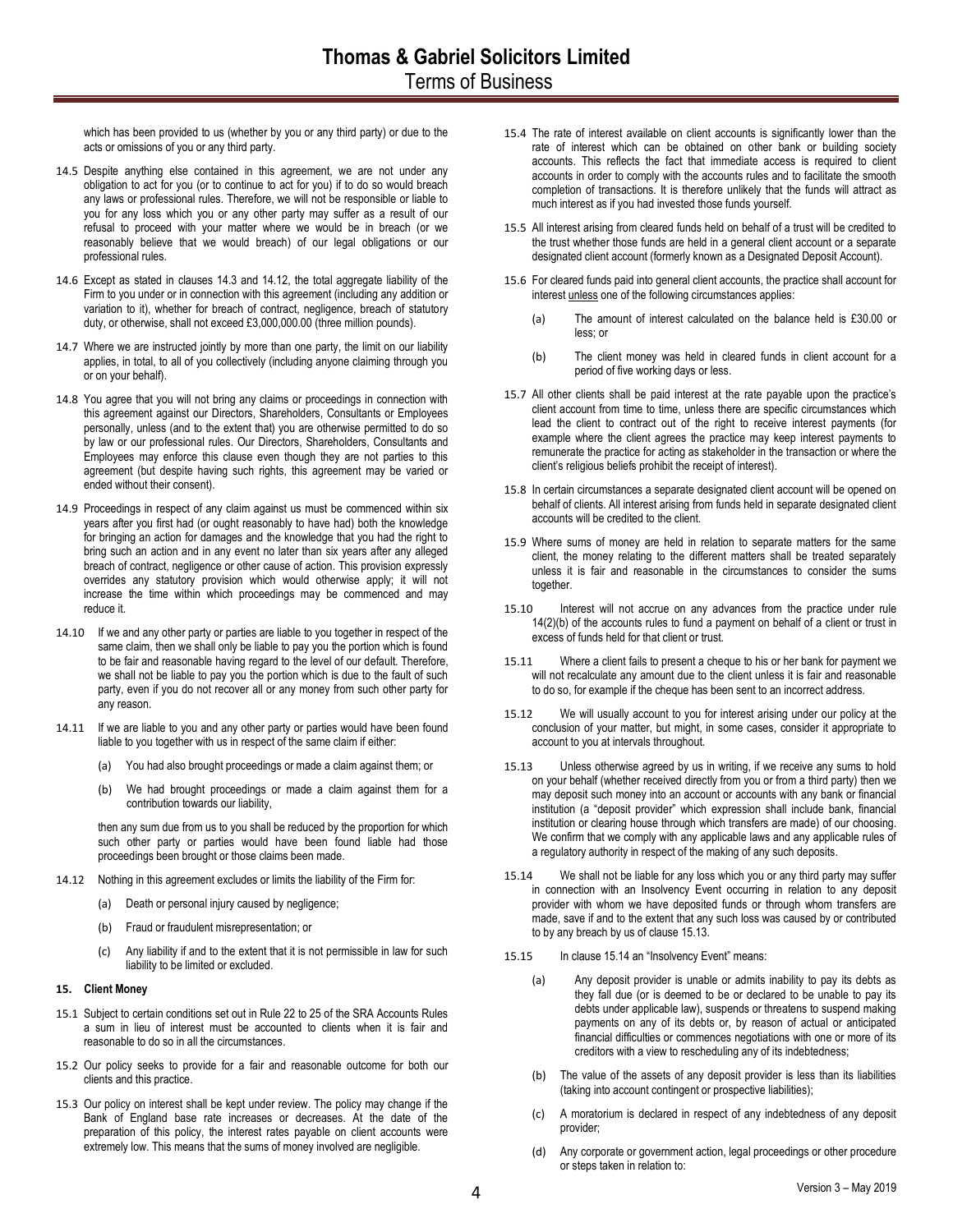which has been provided to us (whether by you or any third party) or due to the acts or omissions of you or any third party.

14.5 Despite anything else contained in this agreement, we are not under any obligation to act for you (or to continue to act for you) if to do so would breach any laws or professional rules. Therefore, we will not be responsible or liable to you for any loss which you or any other party may suffer as a result of our refusal to proceed with your matter where we would be in breach (or we reasonably believe that we would breach) of our legal obligations or our professional rules.

14.6 Except as stated in clauses 14.3 and 14.12, the total aggregate liability of the Firm to you under or in connection with this agreement (including any addition or variation to it), whether for breach of contract, negligence, breach of statutory duty, or otherwise, shall not exceed £3,000,000.00 (three million pounds).

14.7 Where we are instructed jointly by more than one party, the limit on our liability applies, in total, to all of you collectively (including anyone claiming through you or on your behalf).

14.8 You agree that you will not bring any claims or proceedings in connection with this agreement against our Directors, Shareholders, Consultants or Employees personally, unless (and to the extent that) you are otherwise permitted to do so by law or our professional rules. Our Directors, Shareholders, Consultants and Employees may enforce this clause even though they are not parties to this agreement (but despite having such rights, this agreement may be varied or ended without their consent).

14.9 Proceedings in respect of any claim against us must be commenced within six years after you first had (or ought reasonably to have had) both the knowledge for bringing an action for damages and the knowledge that you had the right to bring such an action and in any event no later than six years after any alleged breach of contract, negligence or other cause of action. This provision expressly overrides any statutory provision which would otherwise apply; it will not increase the time within which proceedings may be commenced and may reduce it.

14.10 If we and any other party or parties are liable to you together in respect of the same claim, then we shall only be liable to pay you the portion which is found to be fair and reasonable having regard to the level of our default. Therefore, we shall not be liable to pay you the portion which is due to the fault of such party, even if you do not recover all or any money from such other party for any reason.

14.11 If we are liable to you and any other party or parties would have been found liable to you together with us in respect of the same claim if either:

(a) You had also brought proceedings or made a claim against them; or

(b) We had brought proceedings or made a claim against them for a contribution towards our liability,

then any sum due from us to you shall be reduced by the proportion for which such other party or parties would have been found liable had those proceedings been brought or those claims been made.

14.12 Nothing in this agreement excludes or limits the liability of the Firm for:

(a) Death or personal injury caused by negligence;

(b) Fraud or fraudulent misrepresentation; or

(c) Any liability if and to the extent that it is not permissible in law for such liability to be limited or excluded.

**15. Client Money**

15.1 Subject to certain conditions set out in Rule 22 to 25 of the SRA Accounts Rules a sum in lieu of interest must be accounted to clients when it is fair and reasonable to do so in all the circumstances.

15.2 Our policy seeks to provide for a fair and reasonable outcome for both our clients and this practice.

15.3 Our policy on interest shall be kept under review. The policy may change if the Bank of England base rate increases or decreases. At the date of the preparation of this policy, the interest rates payable on client accounts were extremely low. This means that the sums of money involved are negligible.

15.4 The rate of interest available on client accounts is significantly lower than the rate of interest which can be obtained on other bank or building society accounts. This reflects the fact that immediate access is required to client accounts in order to comply with the accounts rules and to facilitate the smooth completion of transactions. It is therefore unlikely that the funds will attract as much interest as if you had invested those funds yourself.

15.5 All interest arising from cleared funds held on behalf of a trust will be credited to the trust whether those funds are held in a general client account or a separate designated client account (formerly known as a Designated Deposit Account).

15.6 For cleared funds paid into general client accounts, the practice shall account for interest unless one of the following circumstances applies:

(a) The amount of interest calculated on the balance held is £30.00 or less; or

(b) The client money was held in cleared funds in client account for a period of five working days or less.

15.7 All other clients shall be paid interest at the rate payable upon the practice's client account from time to time, unless there are specific circumstances which lead the client to contract out of the right to receive interest payments (for example where the client agrees the practice may keep interest payments to remunerate the practice for acting as stakeholder in the transaction or where the client's religious beliefs prohibit the receipt of interest).

15.8 In certain circumstances a separate designated client account will be opened on behalf of clients. All interest arising from funds held in separate designated client accounts will be credited to the client.

15.9 Where sums of money are held in relation to separate matters for the same client, the money relating to the different matters shall be treated separately unless it is fair and reasonable in the circumstances to consider the sums together.

15.10 Interest will not accrue on any advances from the practice under rule 14(2)(b) of the accounts rules to fund a payment on behalf of a client or trust in excess of funds held for that client or trust.

15.11 Where a client fails to present a cheque to his or her bank for payment we will not recalculate any amount due to the client unless it is fair and reasonable to do so, for example if the cheque has been sent to an incorrect address.

15.12 We will usually account to you for interest arising under our policy at the conclusion of your matter, but might, in some cases, consider it appropriate to account to you at intervals throughout.

15.13 Unless otherwise agreed by us in writing, if we receive any sums to hold on your behalf (whether received directly from you or from a third party) then we may deposit such money into an account or accounts with any bank or financial institution (a "deposit provider" which expression shall include bank, financial institution or clearing house through which transfers are made) of our choosing. We confirm that we comply with any applicable laws and any applicable rules of a regulatory authority in respect of the making of any such deposits.

15.14 We shall not be liable for any loss which you or any third party may suffer in connection with an Insolvency Event occurring in relation to any deposit provider with whom we have deposited funds or through whom transfers are made, save if and to the extent that any such loss was caused by or contributed to by any breach by us of clause 15.13.

15.15 In clause 15.14 an "Insolvency Event" means:

(a) Any deposit provider is unable or admits inability to pay its debts as they fall due (or is deemed to be or declared to be unable to pay its debts under applicable law), suspends or threatens to suspend making payments on any of its debts or, by reason of actual or anticipated financial difficulties or commences negotiations with one or more of its creditors with a view to rescheduling any of its indebtedness;

(b) The value of the assets of any deposit provider is less than its liabilities (taking into account contingent or prospective liabilities);

(c) A moratorium is declared in respect of any indebtedness of any deposit provider;

(d) Any corporate or government action, legal proceedings or other procedure or steps taken in relation to: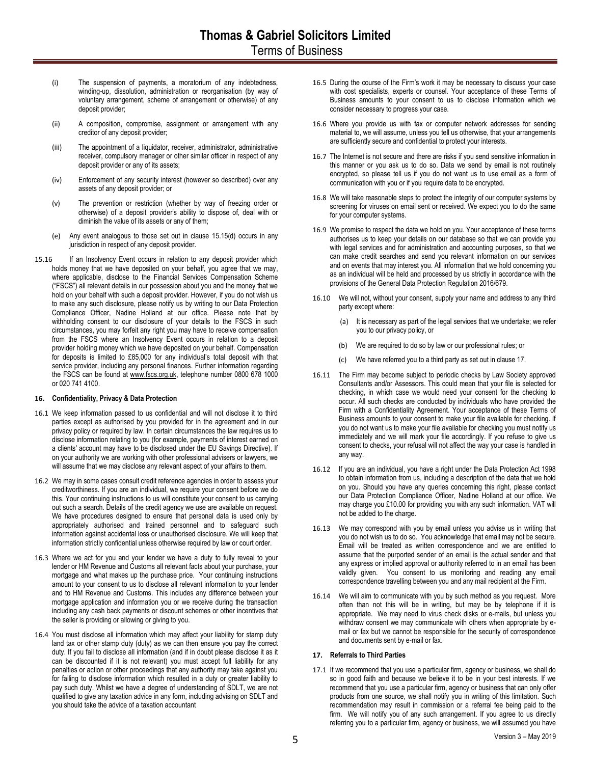(i) The suspension of payments, a moratorium of any indebtedness, winding-up, dissolution, administration or reorganisation (by way of voluntary arrangement, scheme of arrangement or otherwise) of any deposit provider;

(ii) A composition, compromise, assignment or arrangement with any creditor of any deposit provider;

(iii) The appointment of a liquidator, receiver, administrator, administrative receiver, compulsory manager or other similar officer in respect of any deposit provider or any of its assets;

(iv) Enforcement of any security interest (however so described) over any assets of any deposit provider; or

(v) The prevention or restriction (whether by way of freezing order or otherwise) of a deposit provider's ability to dispose of, deal with or diminish the value of its assets or any of them;

(e) Any event analogous to those set out in clause 15.15(d) occurs in any jurisdiction in respect of any deposit provider.

15.16 If an Insolvency Event occurs in relation to any deposit provider which holds money that we have deposited on your behalf, you agree that we may, where applicable, disclose to the Financial Services Compensation Scheme ("FSCS") all relevant details in our possession about you and the money that we hold on your behalf with such a deposit provider. However, if you do not wish us to make any such disclosure, please notify us by writing to our Data Protection Compliance Officer, Nadine Holland at our office. Please note that by withholding consent to our disclosure of your details to the FSCS in such circumstances, you may forfeit any right you may have to receive compensation from the FSCS where an Insolvency Event occurs in relation to a deposit provider holding money which we have deposited on your behalf. Compensation for deposits is limited to £85,000 for any individual's total deposit with that service provider, including any personal finances. Further information regarding the FSCS can be found at www.fscs.org.uk, telephone number 0800 678 1000 or 020 741 4100.

## 16. Confidentiality, Privacy & Data Protection

16.1 We keep information passed to us confidential and will not disclose it to third parties except as authorised by you provided for in the agreement and in our privacy policy or required by law. In certain circumstances the law requires us to disclose information relating to you (for example, payments of interest earned on a clients' account may have to be disclosed under the EU Savings Directive). If on your authority we are working with other professional advisers or lawyers, we will assume that we may disclose any relevant aspect of your affairs to them.

16.2 We may in some cases consult credit reference agencies in order to assess your creditworthiness. If you are an individual, we require your consent before we do this. Your continuing instructions to us will constitute your consent to us carrying out such a search. Details of the credit agency we use are available on request. We have procedures designed to ensure that personal data is used only by appropriately authorised and trained personnel and to safeguard such information against accidental loss or unauthorised disclosure. We will keep that information strictly confidential unless otherwise required by law or court order.

16.3 Where we act for you and your lender we have a duty to fully reveal to your lender or HM Revenue and Customs all relevant facts about your purchase, your mortgage and what makes up the purchase price. Your continuing instructions amount to your consent to us to disclose all relevant information to your lender and to HM Revenue and Customs. This includes any difference between your mortgage application and information you or we receive during the transaction including any cash back payments or discount schemes or other incentives that the seller is providing or allowing or giving to you.

16.4 You must disclose all information which may affect your liability for stamp duty land tax or other stamp duty (duty) as we can then ensure you pay the correct duty. If you fail to disclose all information (and if in doubt please disclose it as it can be discounted if it is not relevant) you must accept full liability for any penalties or action or other proceedings that any authority may take against you for failing to disclose information which resulted in a duty or greater liability to pay such duty. Whilst we have a degree of understanding of SDLT, we are not qualified to give any taxation advice in any form, including advising on SDLT and you should take the advice of a taxation accountant

16.5 During the course of the Firm's work it may be necessary to discuss your case with cost specialists, experts or counsel. Your acceptance of these Terms of Business amounts to your consent to us to disclose information which we consider necessary to progress your case.

16.6 Where you provide us with fax or computer network addresses for sending material to, we will assume, unless you tell us otherwise, that your arrangements are sufficiently secure and confidential to protect your interests.

16.7 The Internet is not secure and there are risks if you send sensitive information in this manner or you ask us to do so. Data we send by email is not routinely encrypted, so please tell us if you do not want us to use email as a form of communication with you or if you require data to be encrypted.

16.8 We will take reasonable steps to protect the integrity of our computer systems by screening for viruses on email sent or received. We expect you to do the same for your computer systems.

16.9 We promise to respect the data we hold on you. Your acceptance of these terms authorises us to keep your details on our database so that we can provide you with legal services and for administration and accounting purposes, so that we can make credit searches and send you relevant information on our services and on events that may interest you. All information that we hold concerning you as an individual will be held and processed by us strictly in accordance with the provisions of the General Data Protection Regulation 2016/679.

16.10 We will not, without your consent, supply your name and address to any third party except where:

(a) It is necessary as part of the legal services that we undertake; we refer you to our privacy policy, or

(b) We are required to do so by law or our professional rules; or

(c) We have referred you to a third party as set out in clause 17.

16.11 The Firm may become subject to periodic checks by Law Society approved Consultants and/or Assessors. This could mean that your file is selected for checking, in which case we would need your consent for the checking to occur. All such checks are conducted by individuals who have provided the Firm with a Confidentiality Agreement. Your acceptance of these Terms of Business amounts to your consent to make your file available for checking. If you do not want us to make your file available for checking you must notify us immediately and we will mark your file accordingly. If you refuse to give us consent to checks, your refusal will not affect the way your case is handled in any way.

16.12 If you are an individual, you have a right under the Data Protection Act 1998 to obtain information from us, including a description of the data that we hold on you. Should you have any queries concerning this right, please contact our Data Protection Compliance Officer, Nadine Holland at our office. We may charge you £10.00 for providing you with any such information. VAT will not be added to the charge.

16.13 We may correspond with you by email unless you advise us in writing that you do not wish us to do so. You acknowledge that email may not be secure. Email will be treated as written correspondence and we are entitled to assume that the purported sender of an email is the actual sender and that any express or implied approval or authority referred to in an email has been validly given. You consent to us monitoring and reading any email correspondence travelling between you and any mail recipient at the Firm.

16.14 We will aim to communicate with you by such method as you request. More often than not this will be in writing, but may be by telephone if it is appropriate. We may need to virus check disks or e-mails, but unless you withdraw consent we may communicate with others when appropriate by e-mail or fax but we cannot be responsible for the security of correspondence and documents sent by e-mail or fax.

## 17. Referrals to Third Parties

17.1 If we recommend that you use a particular firm, agency or business, we shall do so in good faith and because we believe it to be in your best interests. If we recommend that you use a particular firm, agency or business that can only offer products from one source, we shall notify you in writing of this limitation. Such recommendation may result in commission or a referral fee being paid to the firm. We will notify you of any such arrangement. If you agree to us directly referring you to a particular firm, agency or business, we will assumed you have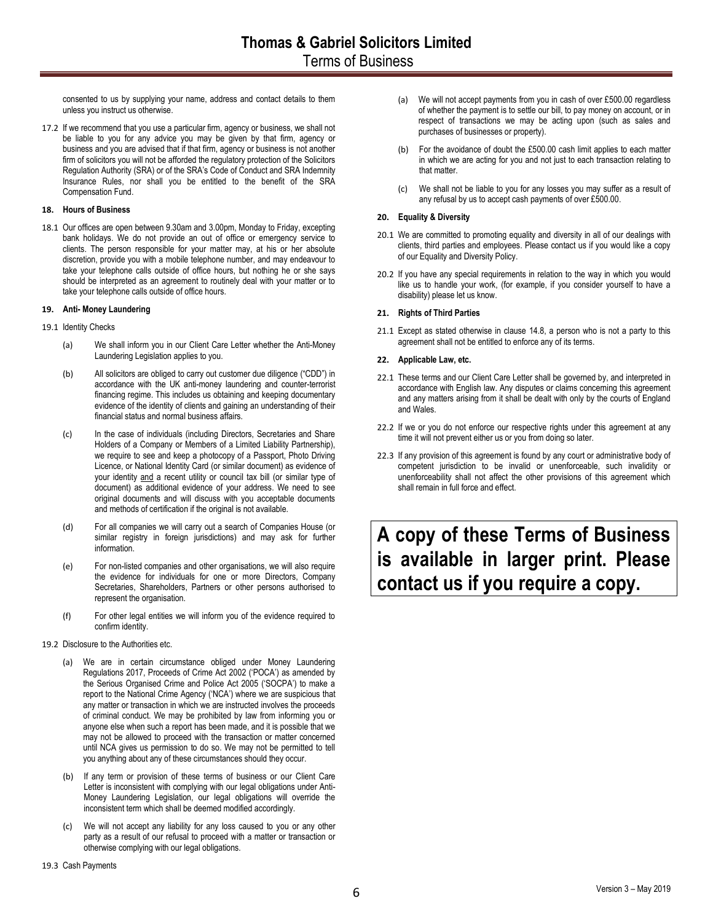consented to us by supplying your name, address and contact details to them unless you instruct us otherwise.

17.2 If we recommend that you use a particular firm, agency or business, we shall not be liable to you for any advice you may be given by that firm, agency or business and you are advised that if that firm, agency or business is not another firm of solicitors you will not be afforded the regulatory protection of the Solicitors Regulation Authority (SRA) or of the SRA's Code of Conduct and SRA Indemnity Insurance Rules, nor shall you be entitled to the benefit of the SRA Compensation Fund.

**18. Hours of Business**

18.1 Our offices are open between 9.30am and 3.00pm, Monday to Friday, excepting bank holidays. We do not provide an out of office or emergency service to clients. The person responsible for your matter may, at his or her absolute discretion, provide you with a mobile telephone number, and may endeavour to take your telephone calls outside of office hours, but nothing he or she says should be interpreted as an agreement to routinely deal with your matter or to take your telephone calls outside of office hours.

**19. Anti- Money Laundering**

19.1 Identity Checks

(a) We shall inform you in our Client Care Letter whether the Anti-Money Laundering Legislation applies to you.

(b) All solicitors are obliged to carry out customer due diligence ("CDD") in accordance with the UK anti-money laundering and counter-terrorist financing regime. This includes us obtaining and keeping documentary evidence of the identity of clients and gaining an understanding of their financial status and normal business affairs.

(c) In the case of individuals (including Directors, Secretaries and Share Holders of a Company or Members of a Limited Liability Partnership), we require to see and keep a photocopy of a Passport, Photo Driving Licence, or National Identity Card (or similar document) as evidence of your identity and a recent utility or council tax bill (or similar type of document) as additional evidence of your address. We need to see original documents and will discuss with you acceptable documents and methods of certification if the original is not available.

(d) For all companies we will carry out a search of Companies House (or similar registry in foreign jurisdictions) and may ask for further information.

(e) For non-listed companies and other organisations, we will also require the evidence for individuals for one or more Directors, Company Secretaries, Shareholders, Partners or other persons authorised to represent the organisation.

(f) For other legal entities we will inform you of the evidence required to confirm identity.

19.2 Disclosure to the Authorities etc.

(a) We are in certain circumstance obliged under Money Laundering Regulations 2017, Proceeds of Crime Act 2002 ('POCA') as amended by the Serious Organised Crime and Police Act 2005 ('SOCPA') to make a report to the National Crime Agency ('NCA') where we are suspicious that any matter or transaction in which we are instructed involves the proceeds of criminal conduct. We may be prohibited by law from informing you or anyone else when such a report has been made, and it is possible that we may not be allowed to proceed with the transaction or matter concerned until NCA gives us permission to do so. We may not be permitted to tell you anything about any of these circumstances should they occur.

(b) If any term or provision of these terms of business or our Client Care Letter is inconsistent with complying with our legal obligations under Anti-Money Laundering Legislation, our legal obligations will override the inconsistent term which shall be deemed modified accordingly.

(c) We will not accept any liability for any loss caused to you or any other party as a result of our refusal to proceed with a matter or transaction or otherwise complying with our legal obligations.

19.3 Cash Payments

(a) We will not accept payments from you in cash of over £500.00 regardless of whether the payment is to settle our bill, to pay money on account, or in respect of transactions we may be acting upon (such as sales and purchases of businesses or property).

(b) For the avoidance of doubt the £500.00 cash limit applies to each matter in which we are acting for you and not just to each transaction relating to that matter.

(c) We shall not be liable to you for any losses you may suffer as a result of any refusal by us to accept cash payments of over £500.00.

**20. Equality & Diversity**

20.1 We are committed to promoting equality and diversity in all of our dealings with clients, third parties and employees. Please contact us if you would like a copy of our Equality and Diversity Policy.

20.2 If you have any special requirements in relation to the way in which you would like us to handle your work, (for example, if you consider yourself to have a disability) please let us know.

**21. Rights of Third Parties**

21.1 Except as stated otherwise in clause 14.8, a person who is not a party to this agreement shall not be entitled to enforce any of its terms.

**22. Applicable Law, etc.**

22.1 These terms and our Client Care Letter shall be governed by, and interpreted in accordance with English law. Any disputes or claims concerning this agreement and any matters arising from it shall be dealt with only by the courts of England and Wales.

22.2 If we or you do not enforce our respective rights under this agreement at any time it will not prevent either us or you from doing so later.

22.3 If any provision of this agreement is found by any court or administrative body of competent jurisdiction to be invalid or unenforceable, such invalidity or unenforceability shall not affect the other provisions of this agreement which shall remain in full force and effect.

**A copy of these Terms of Business is available in larger print. Please contact us if you require a copy.**